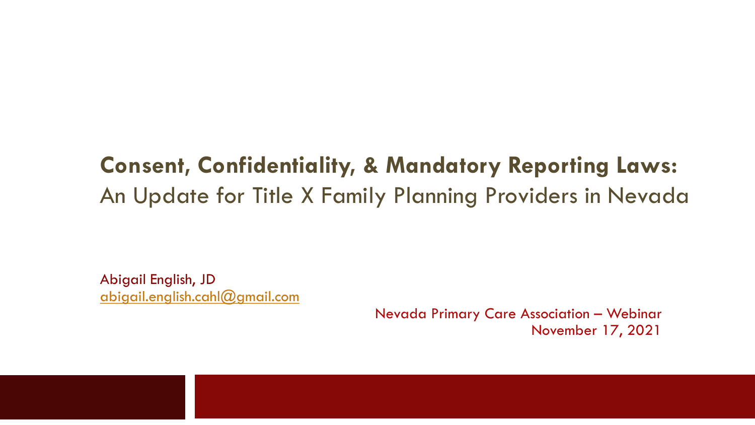# **Consent, Confidentiality, & Mandatory Reporting Laws:**
## An Update for Title X Family Planning Providers in Nevada

Abigail English, JD
abigail.english.cahl@gmail.com

Nevada Primary Care Association – Webinar
November 17, 2021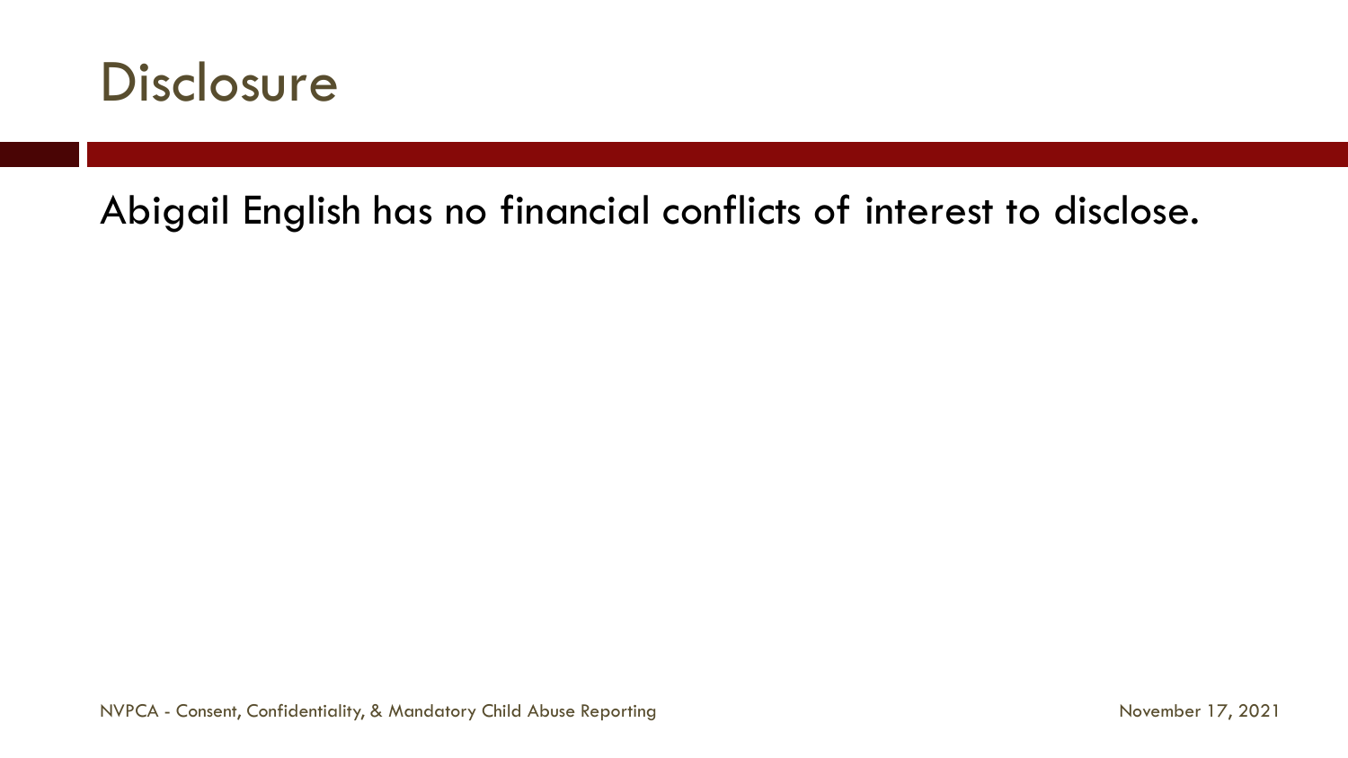# Disclosure

Abigail English has no financial conflicts of interest to disclose.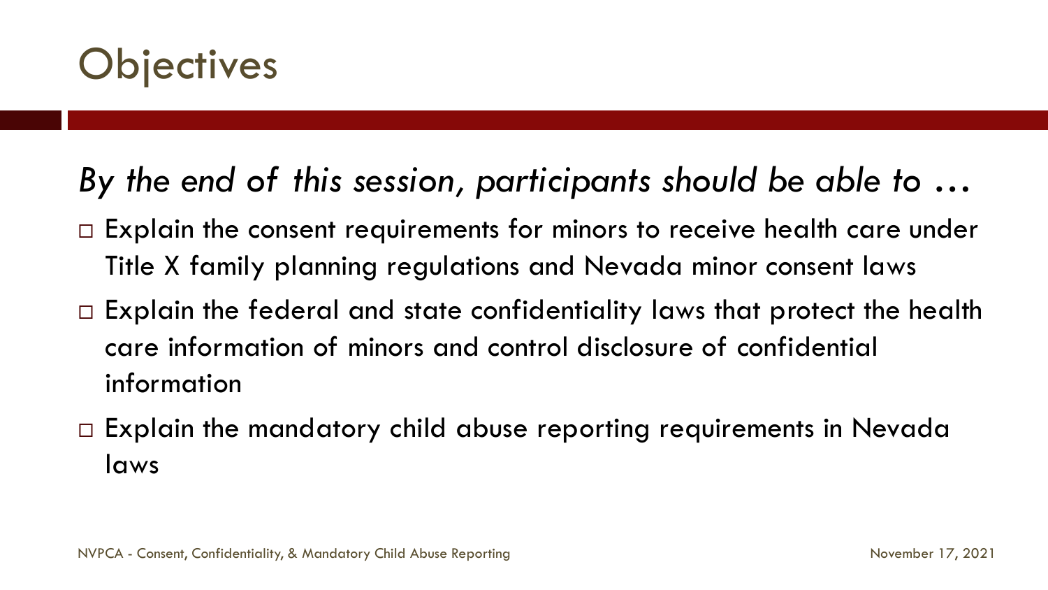# Objectives

*By the end of this session, participants should be able to …*

- Explain the consent requirements for minors to receive health care under Title X family planning regulations and Nevada minor consent laws
- Explain the federal and state confidentiality laws that protect the health care information of minors and control disclosure of confidential information
- Explain the mandatory child abuse reporting requirements in Nevada laws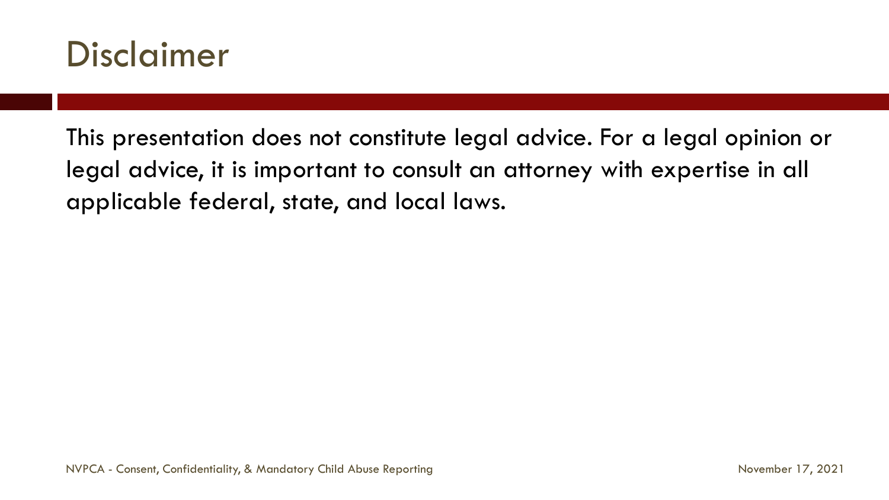# Disclaimer

This presentation does not constitute legal advice. For a legal opinion or legal advice, it is important to consult an attorney with expertise in all applicable federal, state, and local laws.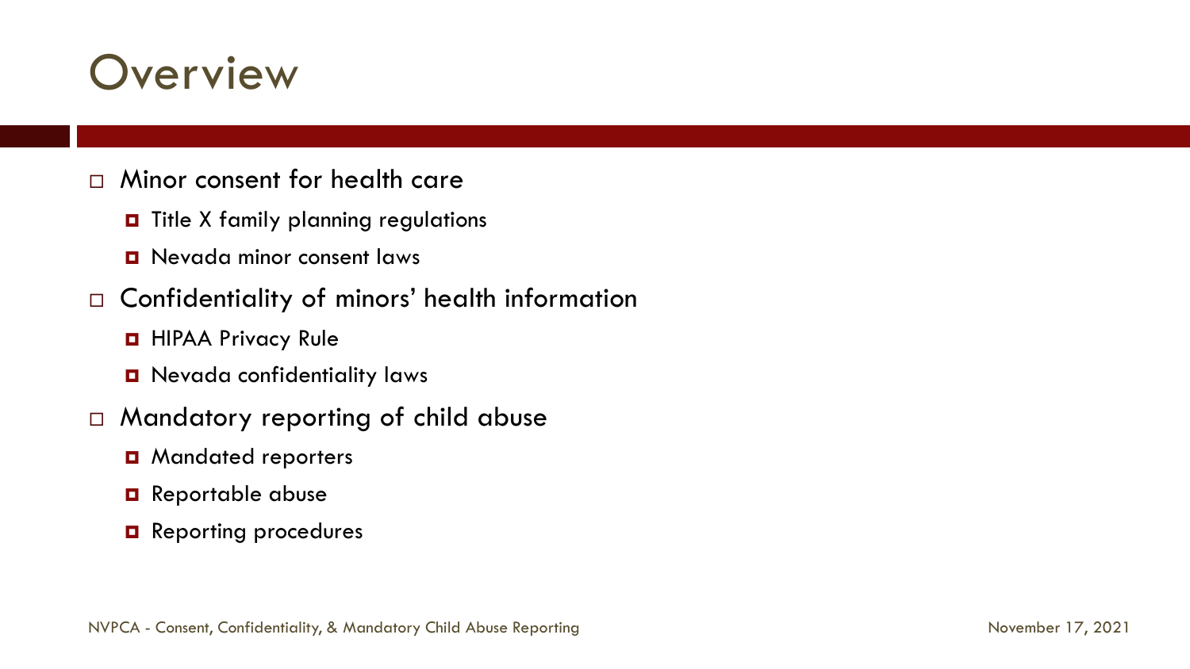# Overview

- Minor consent for health care
  - Title X family planning regulations
  - Nevada minor consent laws
- Confidentiality of minors' health information
  - HIPAA Privacy Rule
  - Nevada confidentiality laws
- Mandatory reporting of child abuse
  - Mandated reporters
  - Reportable abuse
  - Reporting procedures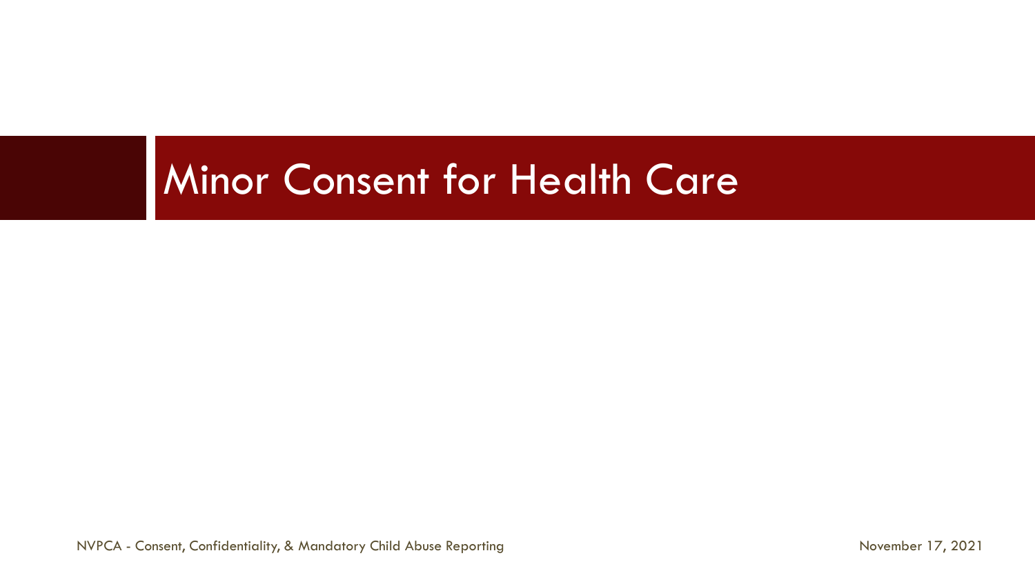# Minor Consent for Health Care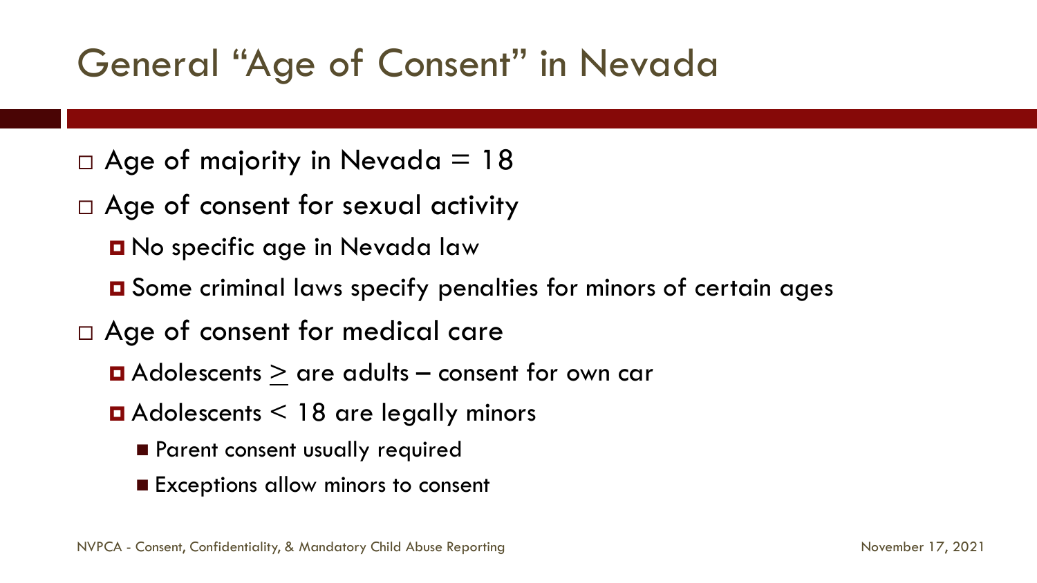# General "Age of Consent" in Nevada

- Age of majority in Nevada = 18
- Age of consent for sexual activity
  - No specific age in Nevada law
  - Some criminal laws specify penalties for minors of certain ages
- Age of consent for medical care
  - Adolescents $\geq$ are adults – consent for own car
  - Adolescents < 18 are legally minors
    - Parent consent usually required
    - Exceptions allow minors to consent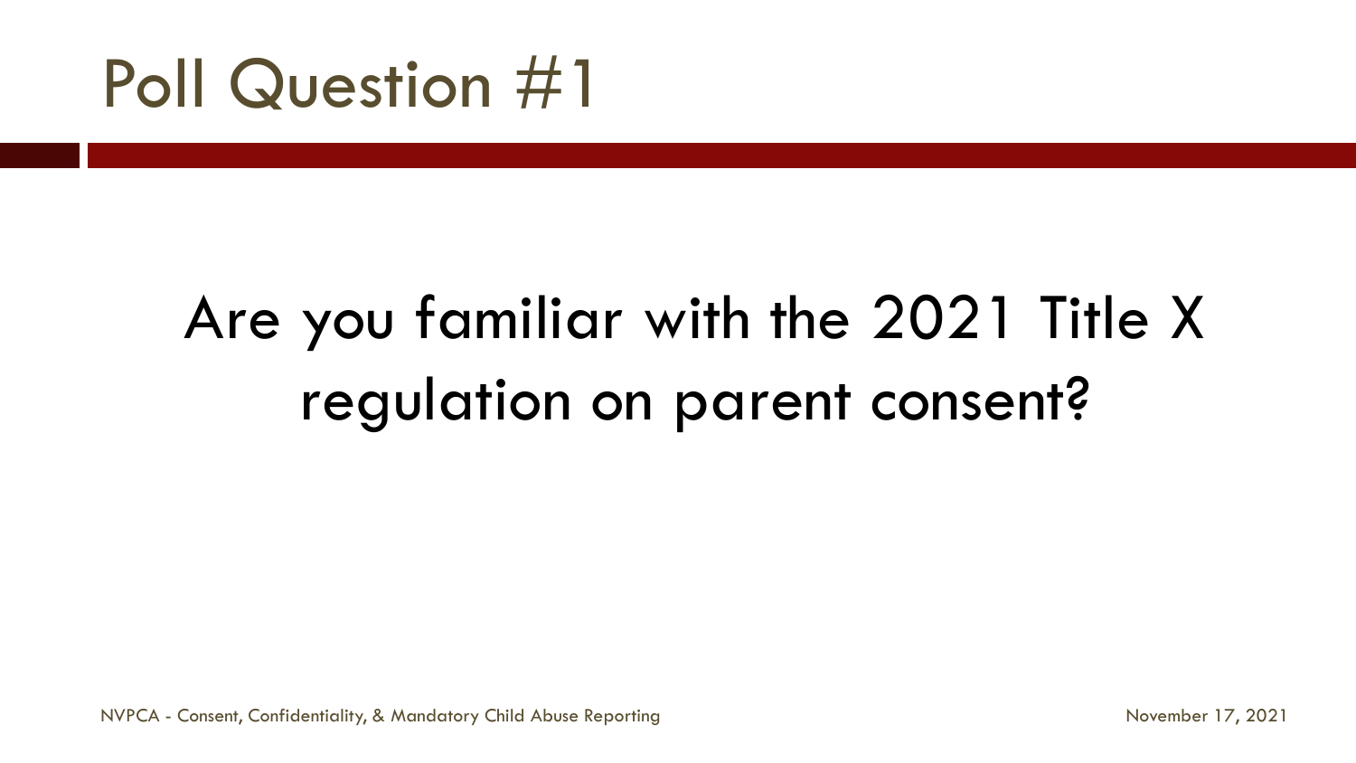# Poll Question #1

Are you familiar with the 2021 Title X regulation on parent consent?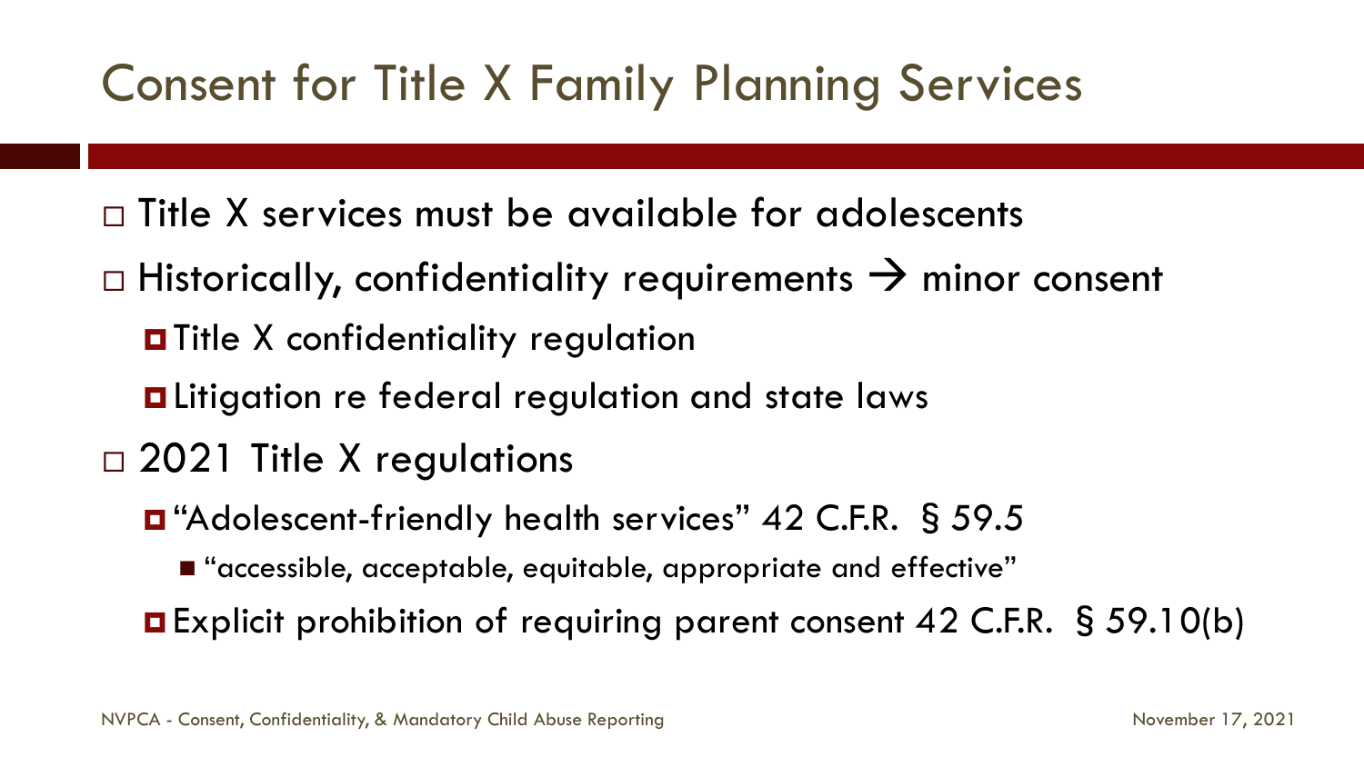# Consent for Title X Family Planning Services

- Title X services must be available for adolescents
- Historically, confidentiality requirements → minor consent
  - Title X confidentiality regulation
  - Litigation re federal regulation and state laws
- 2021 Title X regulations
  - "Adolescent-friendly health services" 42 C.F.R. § 59.5
    - "accessible, acceptable, equitable, appropriate and effective"
  - Explicit prohibition of requiring parent consent 42 C.F.R. § 59.10(b)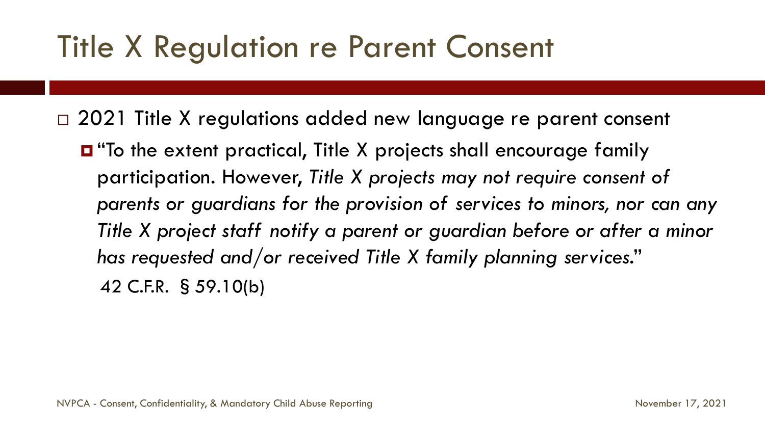# Title X Regulation re Parent Consent

- 2021 Title X regulations added new language re parent consent
  - "To the extent practical, Title X projects shall encourage family participation. However, *Title X projects may not require consent of parents or guardians for the provision of services to minors, nor can any Title X project staff notify a parent or guardian before or after a minor has requested and/or received Title X family planning services.*"

    42 C.F.R. § 59.10(b)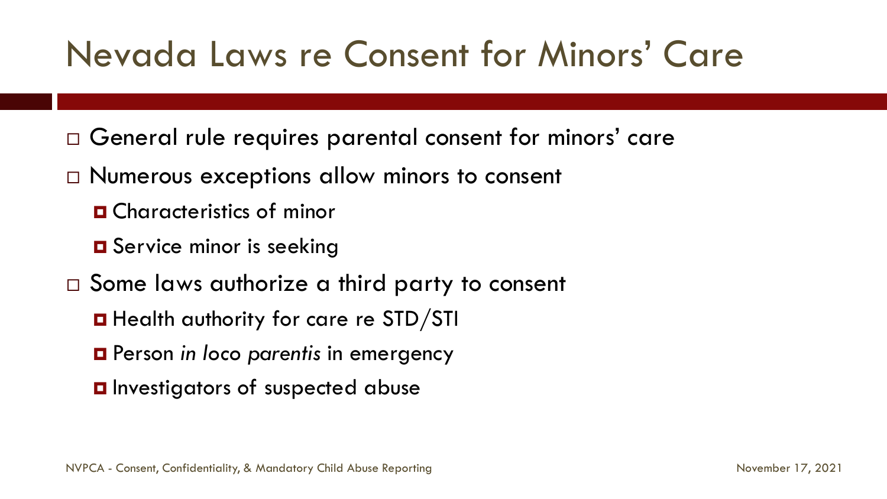# Nevada Laws re Consent for Minors' Care

- General rule requires parental consent for minors' care
- Numerous exceptions allow minors to consent
  - Characteristics of minor
  - Service minor is seeking
- Some laws authorize a third party to consent
  - Health authority for care re STD/STI
  - Person *in loco parentis* in emergency
  - Investigators of suspected abuse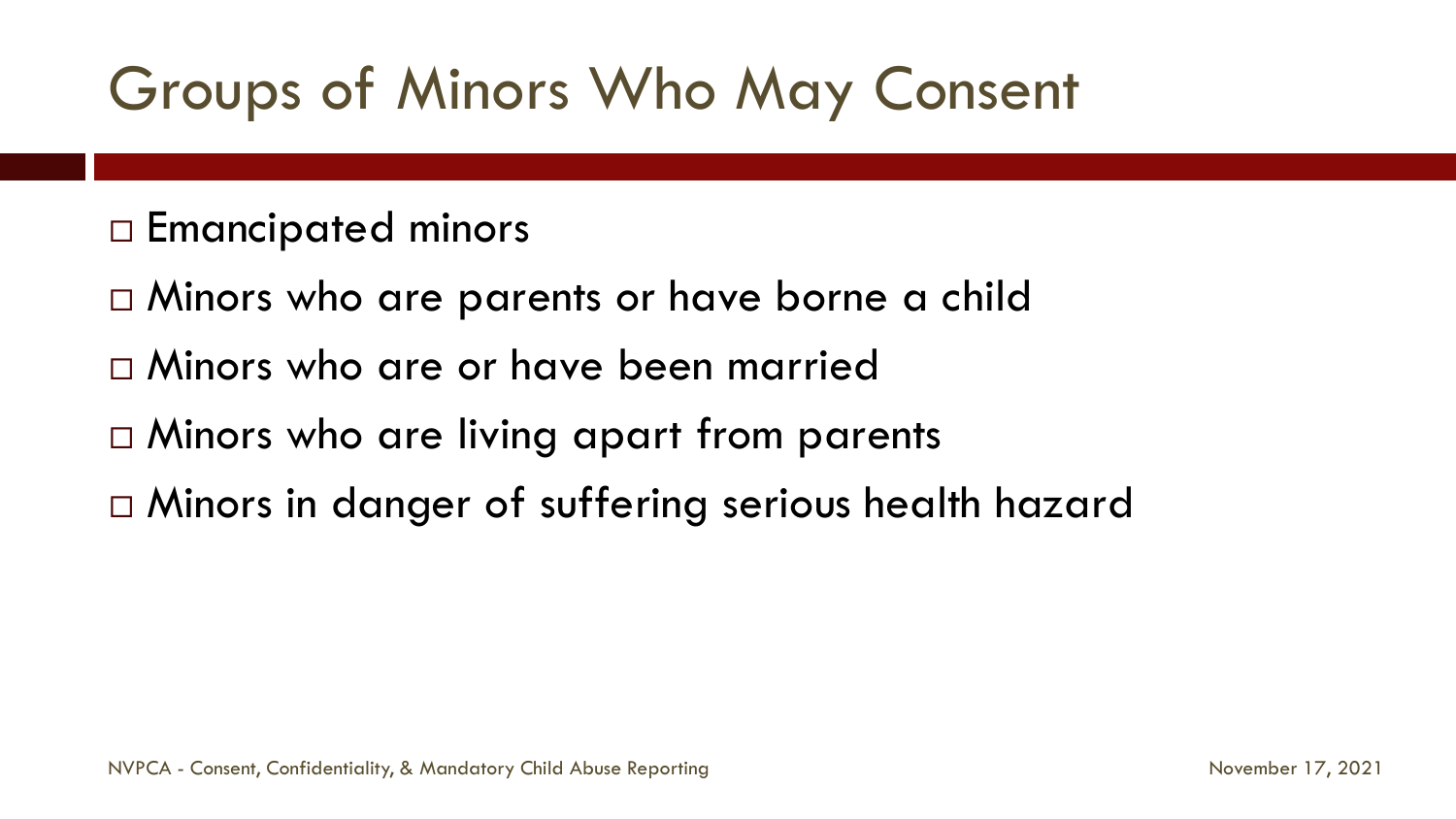# Groups of Minors Who May Consent

- Emancipated minors
- Minors who are parents or have borne a child
- Minors who are or have been married
- Minors who are living apart from parents
- Minors in danger of suffering serious health hazard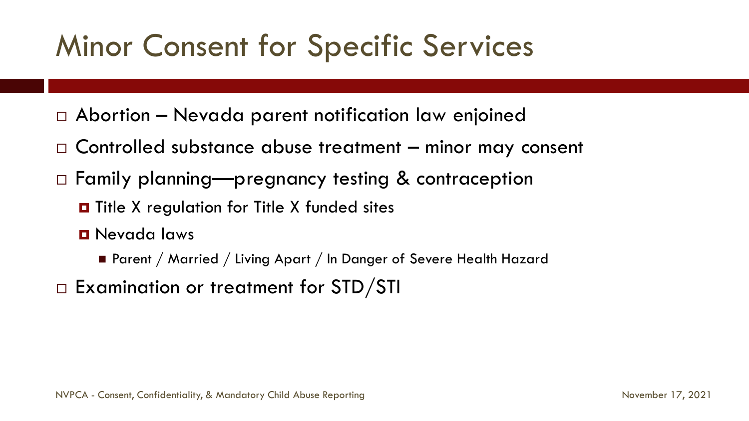# Minor Consent for Specific Services

- Abortion – Nevada parent notification law enjoined
- Controlled substance abuse treatment – minor may consent
- Family planning—pregnancy testing & contraception
  - Title X regulation for Title X funded sites
  - Nevada laws
    - Parent / Married / Living Apart / In Danger of Severe Health Hazard
- Examination or treatment for STD/STI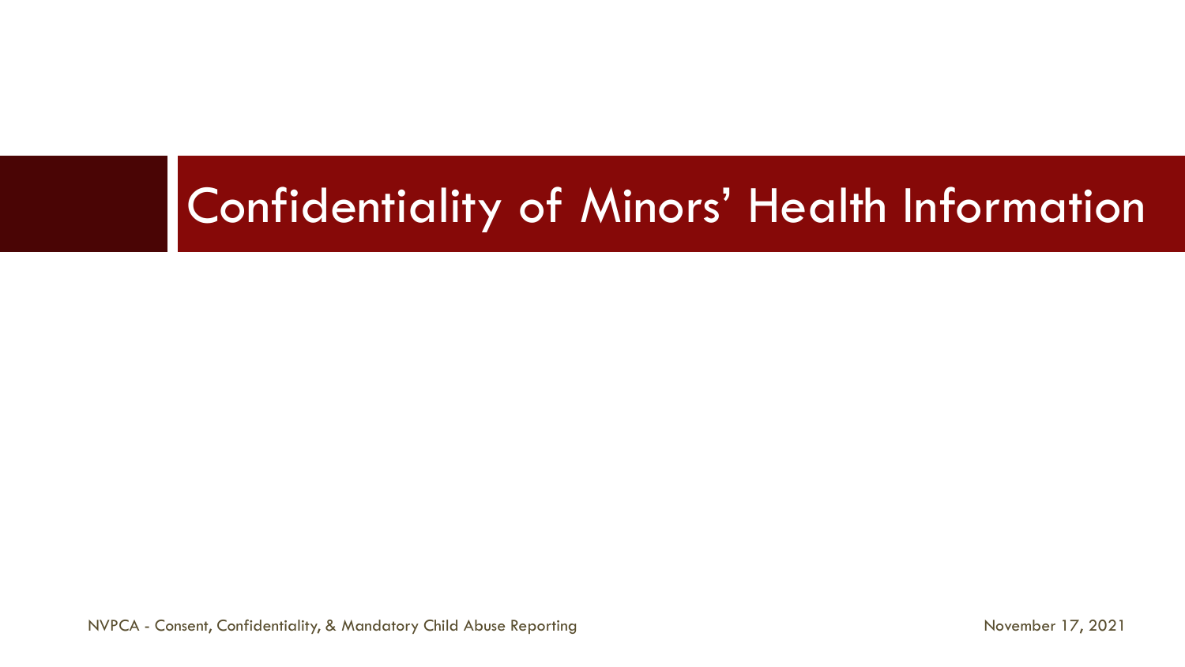# Confidentiality of Minors' Health Information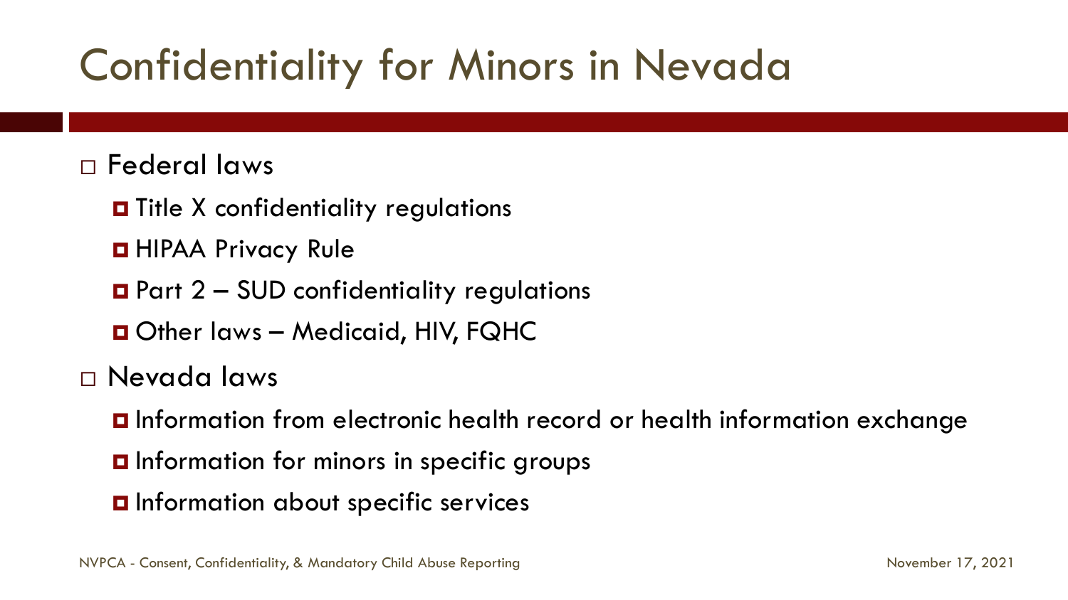# Confidentiality for Minors in Nevada

- Federal laws
  - Title X confidentiality regulations
  - HIPAA Privacy Rule
  - Part 2 – SUD confidentiality regulations
  - Other laws – Medicaid, HIV, FQHC
- Nevada laws
  - Information from electronic health record or health information exchange
  - Information for minors in specific groups
  - Information about specific services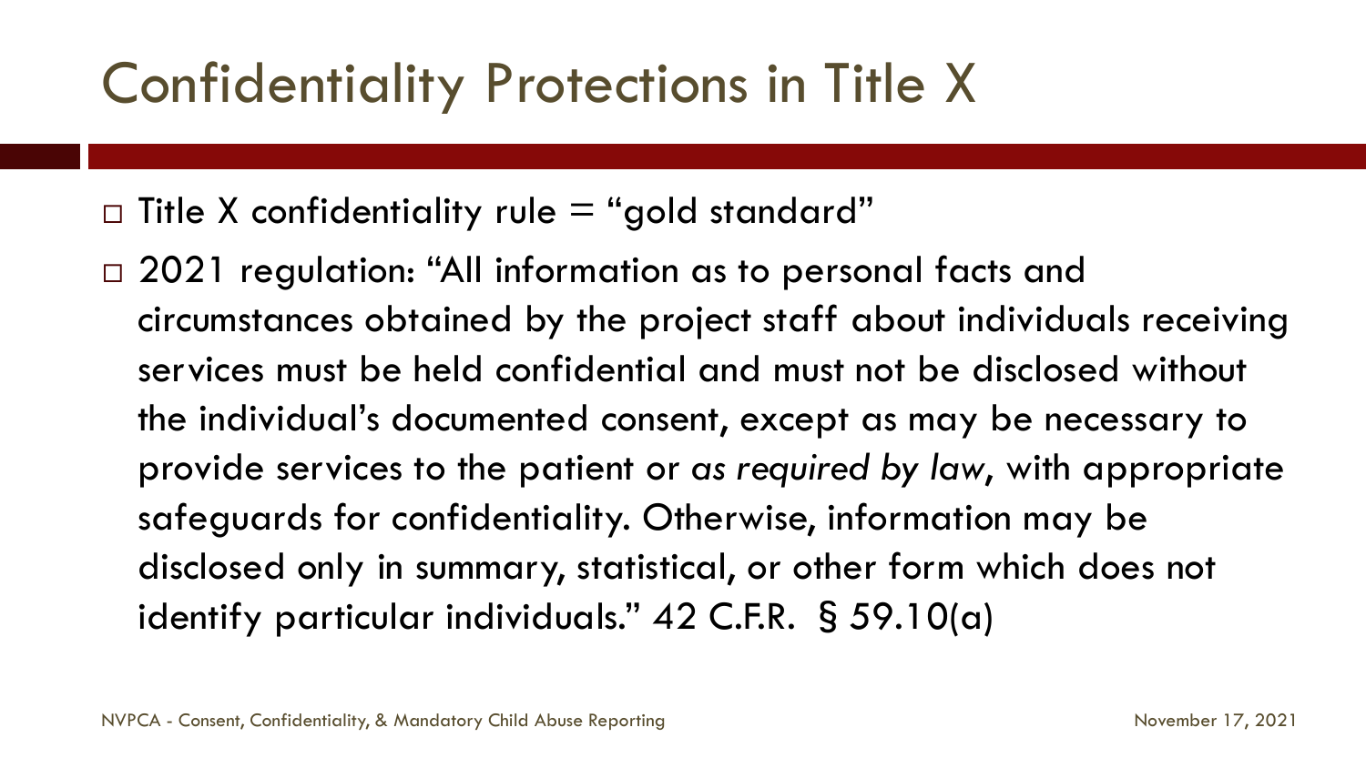# Confidentiality Protections in Title X

- Title X confidentiality rule = "gold standard"
- 2021 regulation: "All information as to personal facts and circumstances obtained by the project staff about individuals receiving services must be held confidential and must not be disclosed without the individual's documented consent, except as may be necessary to provide services to the patient or *as required by law*, with appropriate safeguards for confidentiality. Otherwise, information may be disclosed only in summary, statistical, or other form which does not identify particular individuals." 42 C.F.R. § 59.10(a)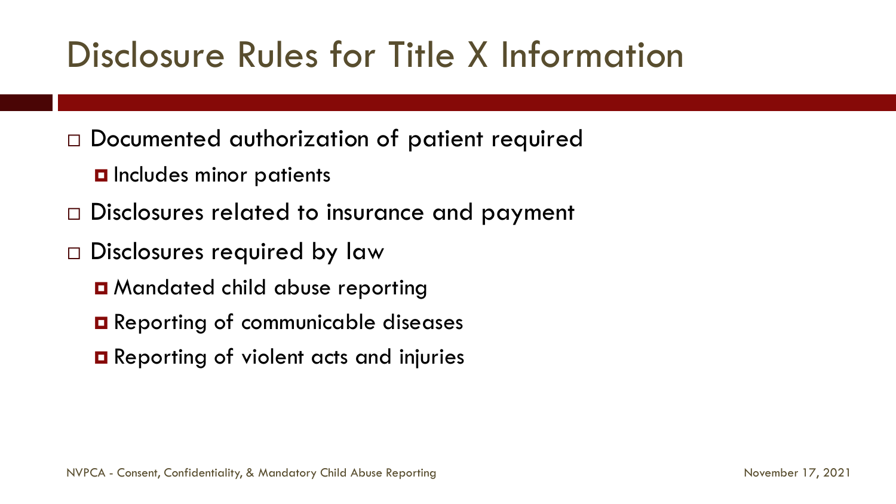# Disclosure Rules for Title X Information

- Documented authorization of patient required
  - Includes minor patients
- Disclosures related to insurance and payment
- Disclosures required by law
  - Mandated child abuse reporting
  - Reporting of communicable diseases
  - Reporting of violent acts and injuries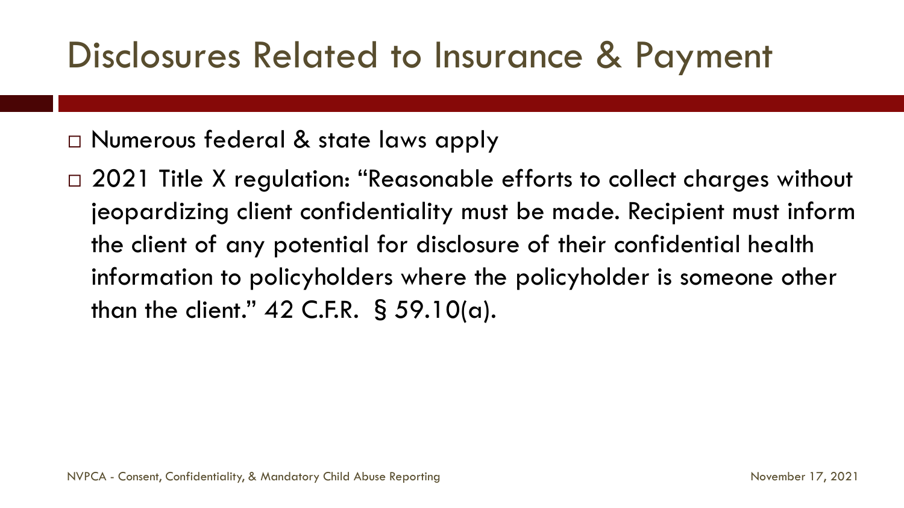# Disclosures Related to Insurance & Payment

- Numerous federal & state laws apply
- 2021 Title X regulation: "Reasonable efforts to collect charges without jeopardizing client confidentiality must be made. Recipient must inform the client of any potential for disclosure of their confidential health information to policyholders where the policyholder is someone other than the client." 42 C.F.R. § 59.10(a).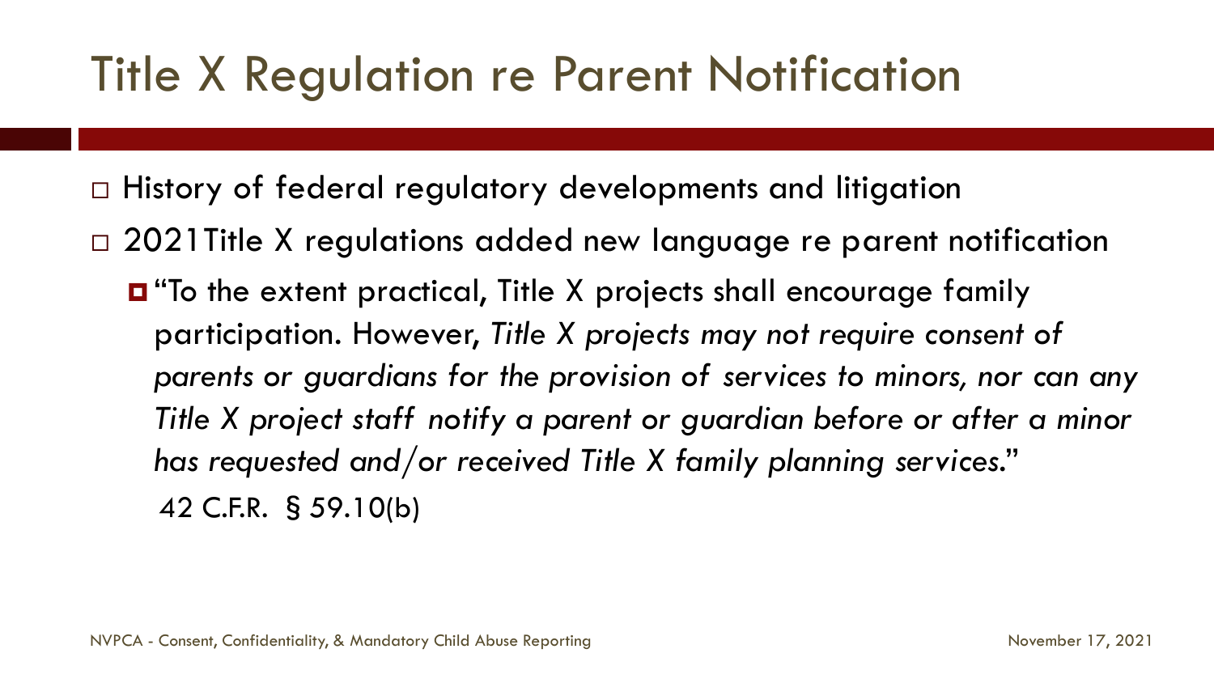# Title X Regulation re Parent Notification

- History of federal regulatory developments and litigation
- 2021Title X regulations added new language re parent notification
  - "To the extent practical, Title X projects shall encourage family participation. However, *Title X projects may not require consent of parents or guardians for the provision of services to minors, nor can any Title X project staff notify a parent or guardian before or after a minor has requested and/or received Title X family planning services.*"
    42 C.F.R. § 59.10(b)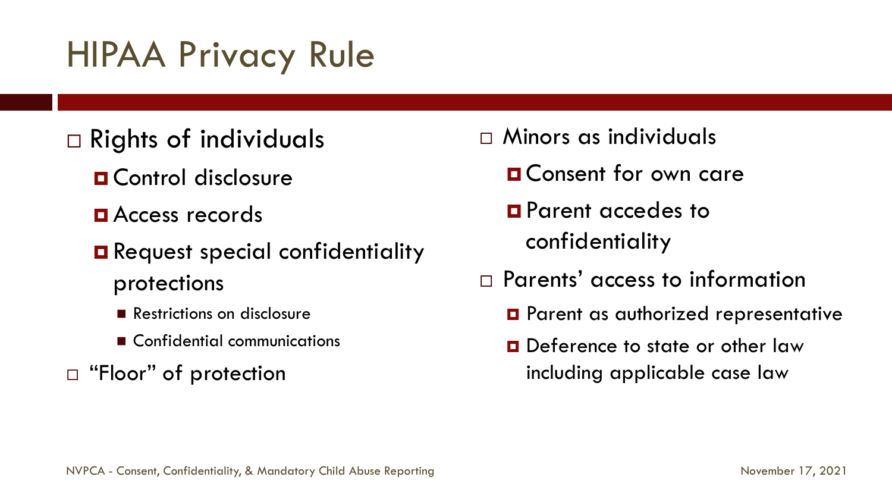# HIPAA Privacy Rule

- Rights of individuals
  - Control disclosure
  - Access records
  - Request special confidentiality protections
    - Restrictions on disclosure
    - Confidential communications
- "Floor" of protection

- Minors as individuals
  - Consent for own care
  - Parent accedes to confidentiality
- Parents' access to information
  - Parent as authorized representative
  - Deference to state or other law including applicable case law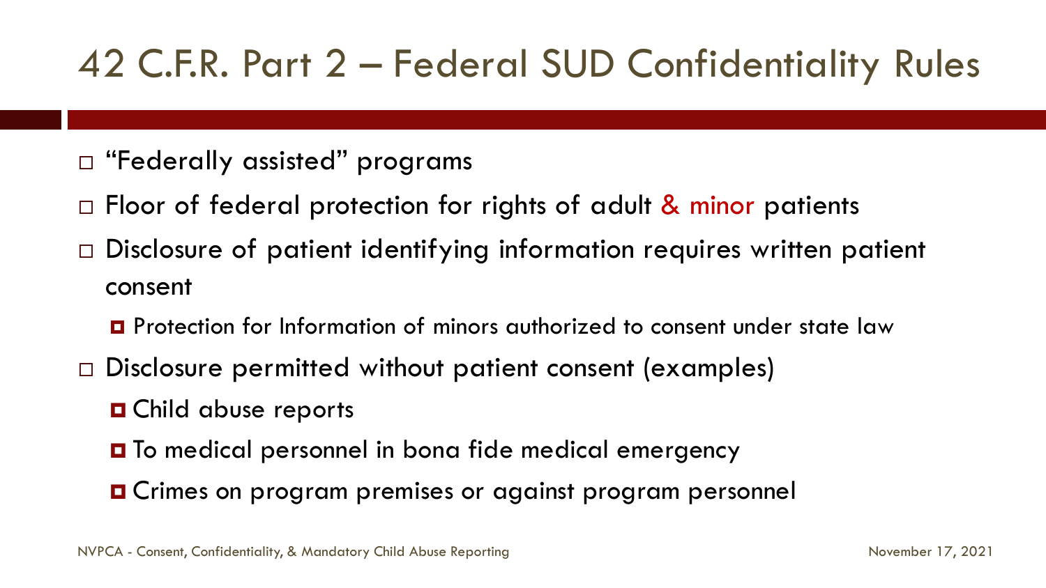# 42 C.F.R. Part 2 – Federal SUD Confidentiality Rules

- "Federally assisted" programs
- Floor of federal protection for rights of adult & minor patients
- Disclosure of patient identifying information requires written patient consent
  - Protection for Information of minors authorized to consent under state law
- Disclosure permitted without patient consent (examples)
  - Child abuse reports
  - To medical personnel in bona fide medical emergency
  - Crimes on program premises or against program personnel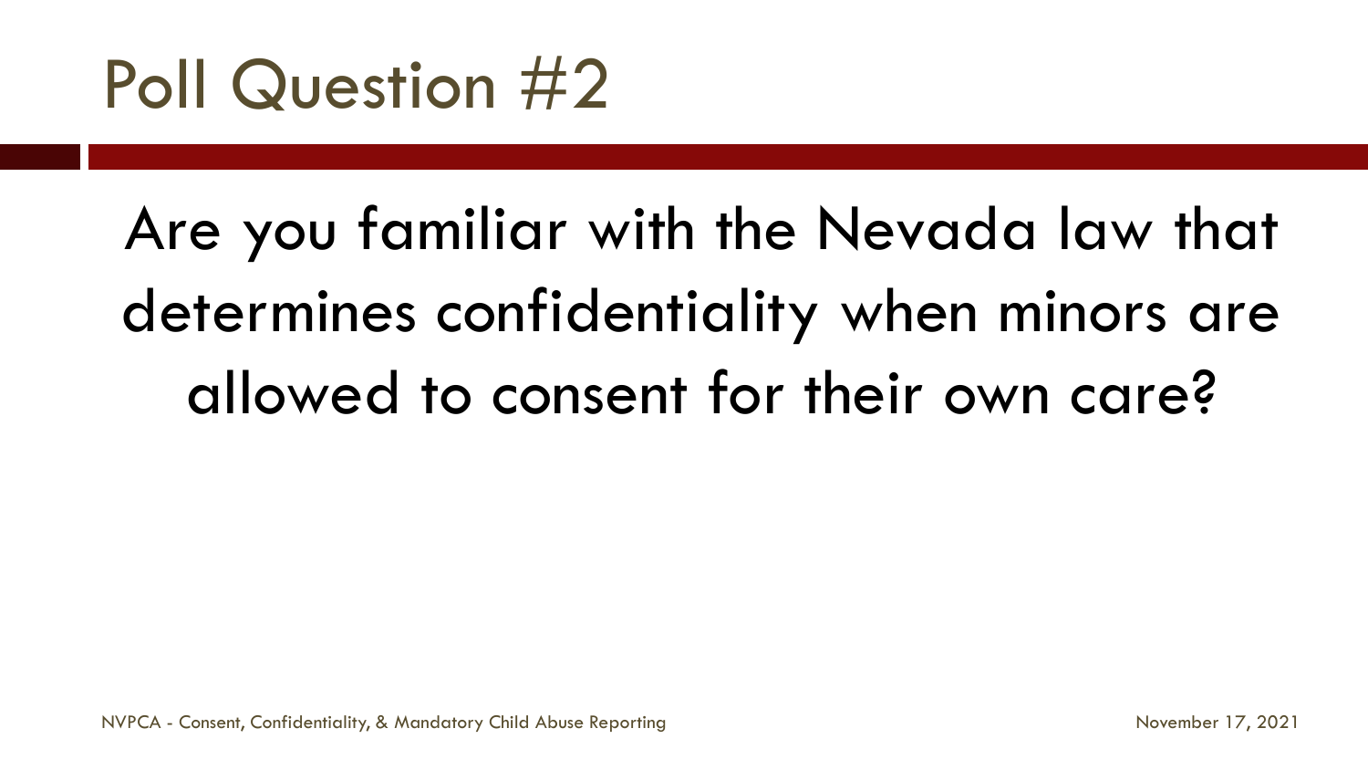# Poll Question #2

Are you familiar with the Nevada law that determines confidentiality when minors are allowed to consent for their own care?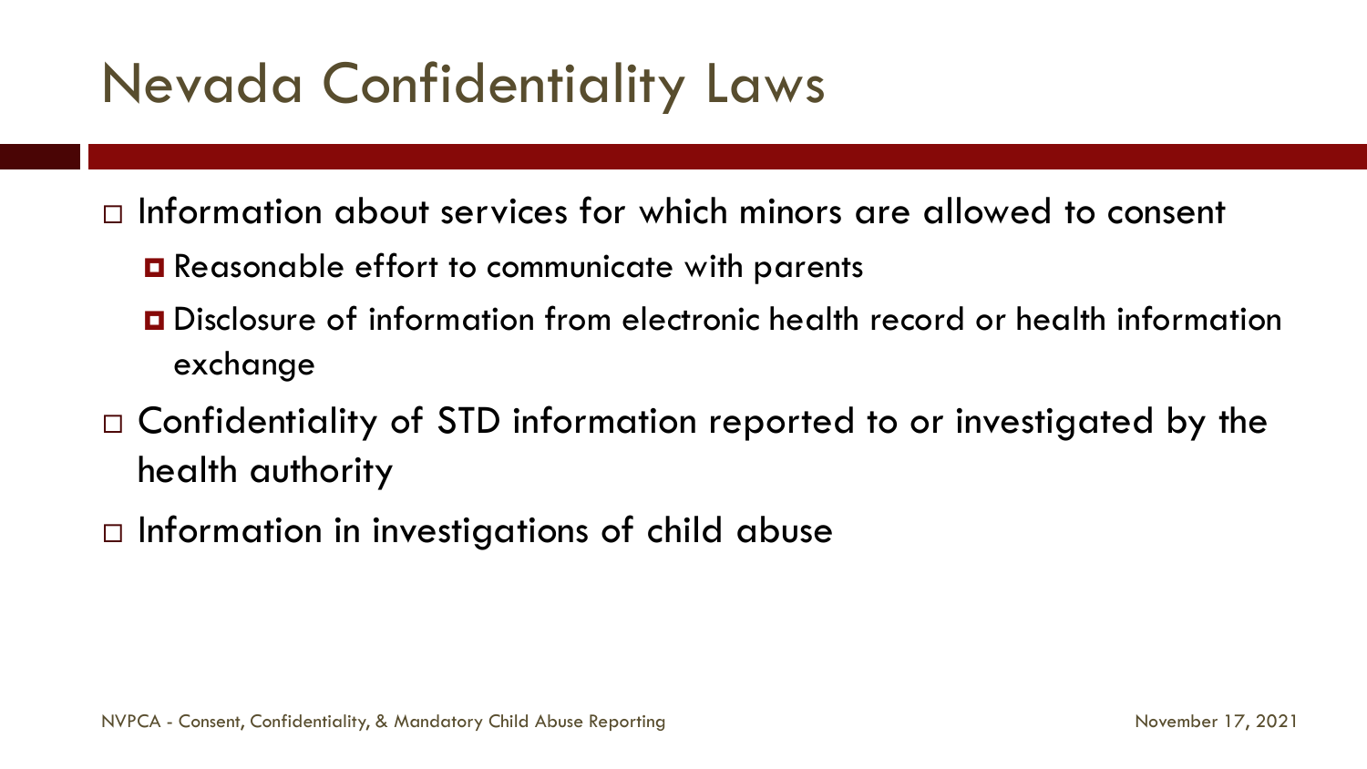# Nevada Confidentiality Laws

- Information about services for which minors are allowed to consent
  - Reasonable effort to communicate with parents
  - Disclosure of information from electronic health record or health information exchange
- Confidentiality of STD information reported to or investigated by the health authority
- Information in investigations of child abuse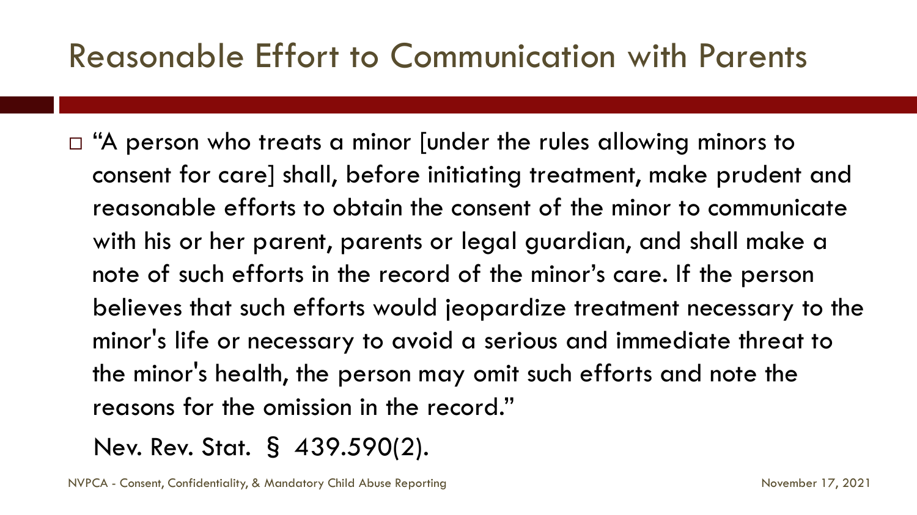# Reasonable Effort to Communication with Parents

- "A person who treats a minor [under the rules allowing minors to consent for care] shall, before initiating treatment, make prudent and reasonable efforts to obtain the consent of the minor to communicate with his or her parent, parents or legal guardian, and shall make a note of such efforts in the record of the minor's care. If the person believes that such efforts would jeopardize treatment necessary to the minor's life or necessary to avoid a serious and immediate threat to the minor's health, the person may omit such efforts and note the reasons for the omission in the record."

  Nev. Rev. Stat. § 439.590(2).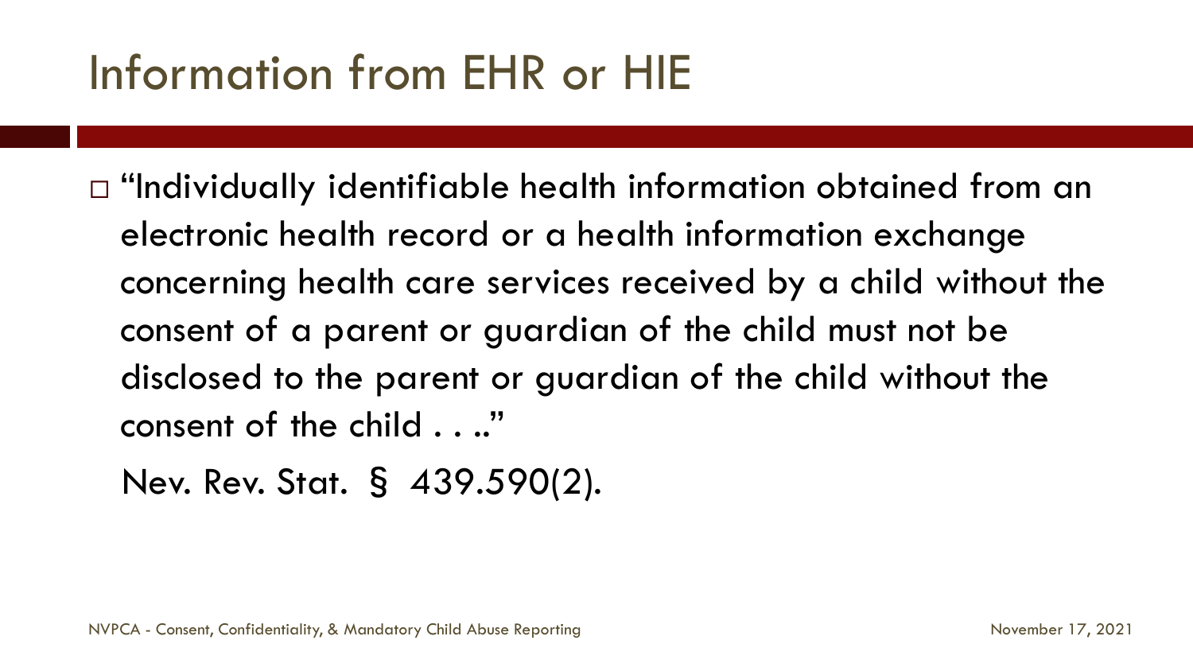# Information from EHR or HIE

- "Individually identifiable health information obtained from an electronic health record or a health information exchange concerning health care services received by a child without the consent of a parent or guardian of the child must not be disclosed to the parent or guardian of the child without the consent of the child . . .."

  Nev. Rev. Stat. § 439.590(2).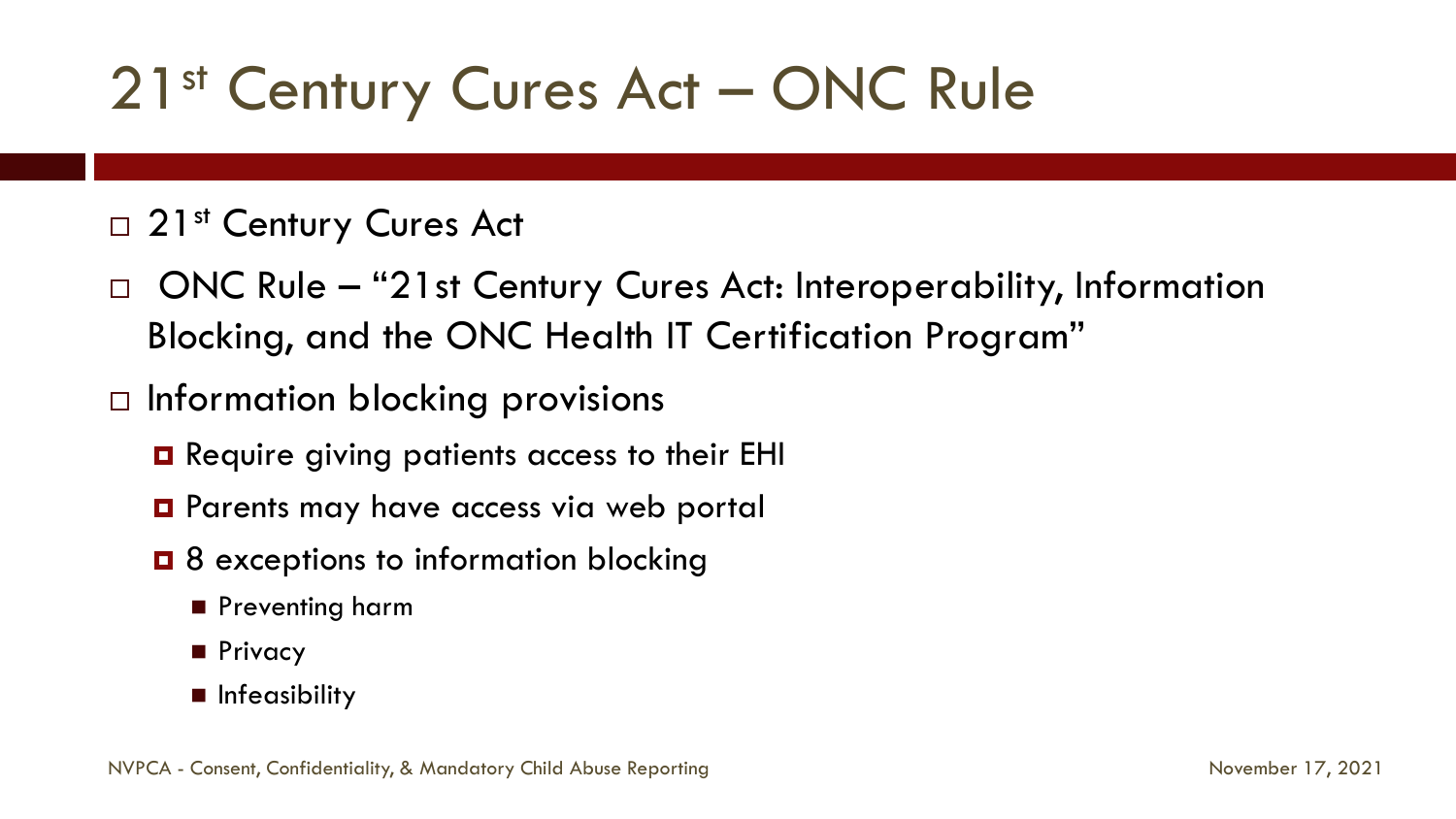# 21st Century Cures Act – ONC Rule

- 21st Century Cures Act
- ONC Rule – "21st Century Cures Act: Interoperability, Information Blocking, and the ONC Health IT Certification Program"
- Information blocking provisions
  - Require giving patients access to their EHI
  - Parents may have access via web portal
  - 8 exceptions to information blocking
    - Preventing harm
    - Privacy
    - Infeasibility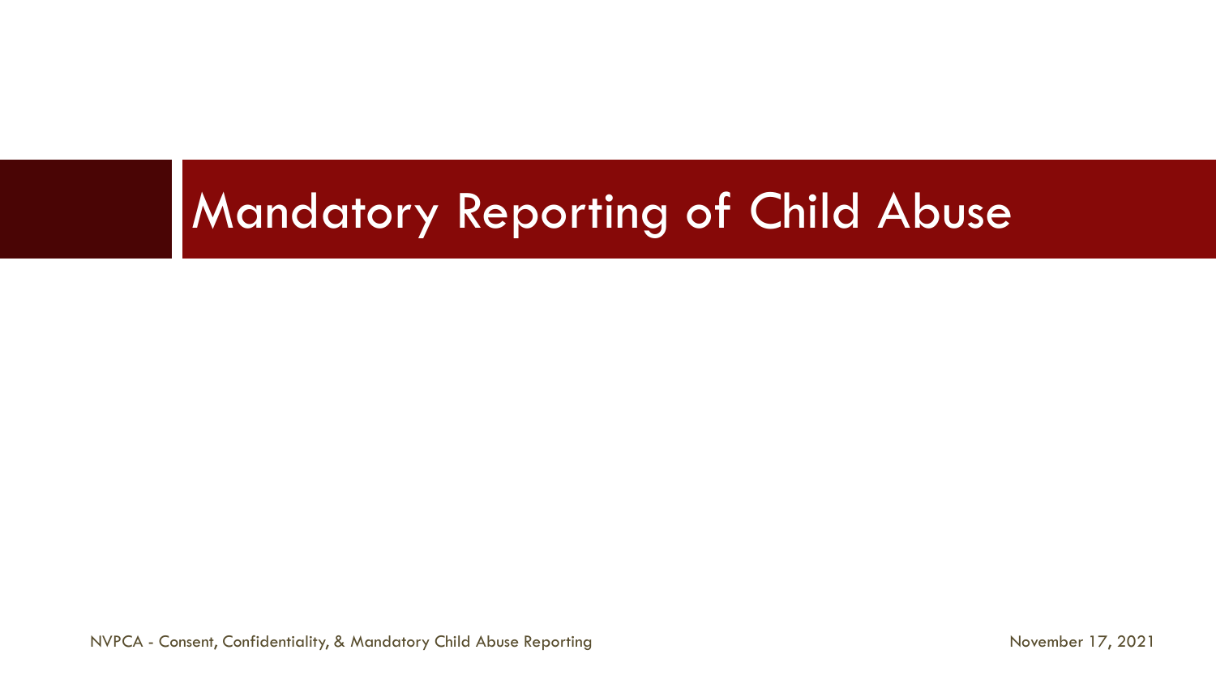# Mandatory Reporting of Child Abuse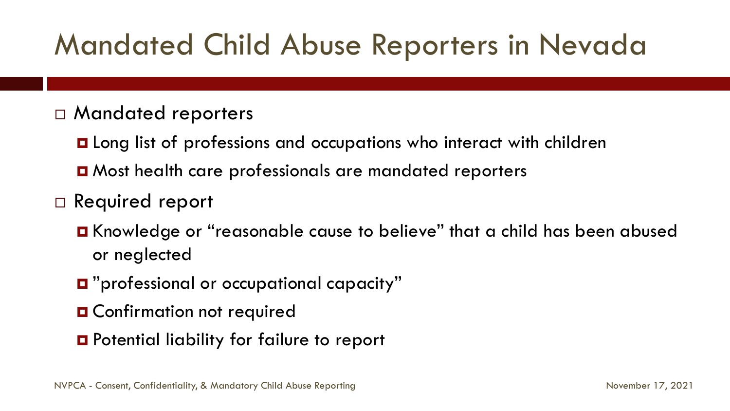# Mandated Child Abuse Reporters in Nevada

- Mandated reporters
  - Long list of professions and occupations who interact with children
  - Most health care professionals are mandated reporters
- Required report
  - Knowledge or "reasonable cause to believe" that a child has been abused or neglected
  - "professional or occupational capacity"
  - Confirmation not required
  - Potential liability for failure to report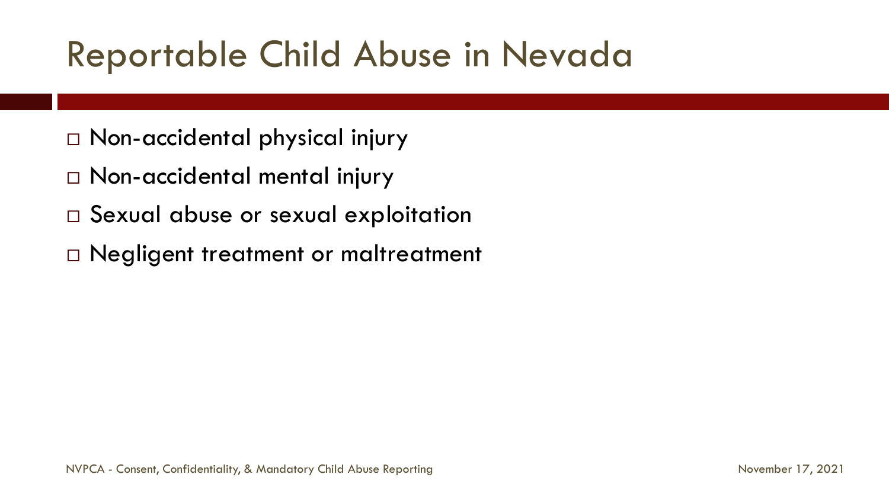# Reportable Child Abuse in Nevada

- Non-accidental physical injury
- Non-accidental mental injury
- Sexual abuse or sexual exploitation
- Negligent treatment or maltreatment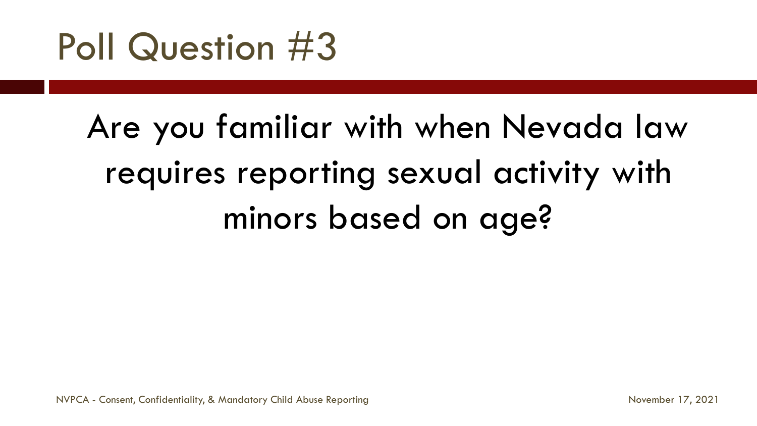# Poll Question #3

Are you familiar with when Nevada law requires reporting sexual activity with minors based on age?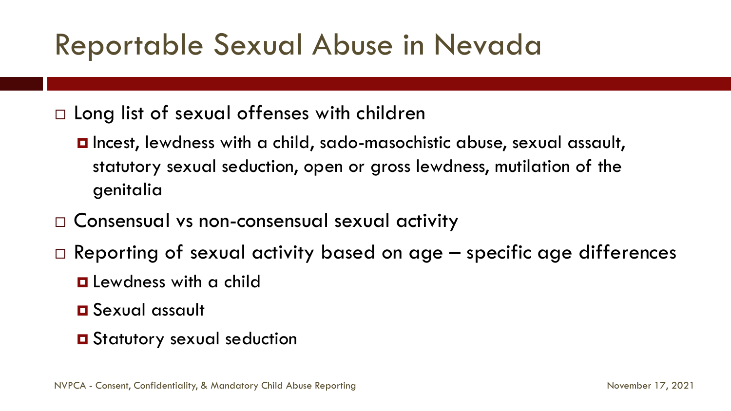# Reportable Sexual Abuse in Nevada

- Long list of sexual offenses with children
  - Incest, lewdness with a child, sado-masochistic abuse, sexual assault, statutory sexual seduction, open or gross lewdness, mutilation of the genitalia
- Consensual vs non-consensual sexual activity
- Reporting of sexual activity based on age – specific age differences
  - Lewdness with a child
  - Sexual assault
  - Statutory sexual seduction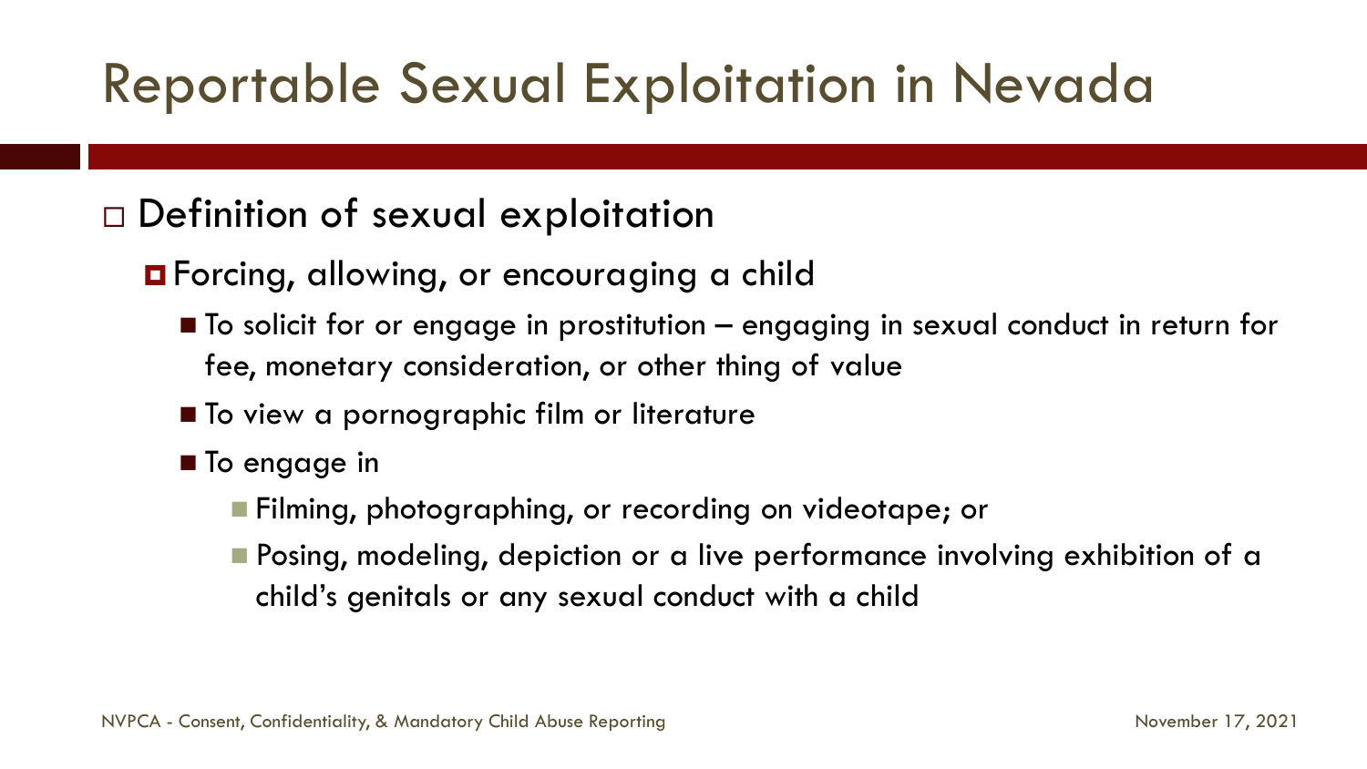# Reportable Sexual Exploitation in Nevada

- Definition of sexual exploitation
  - Forcing, allowing, or encouraging a child
    - To solicit for or engage in prostitution – engaging in sexual conduct in return for fee, monetary consideration, or other thing of value
    - To view a pornographic film or literature
    - To engage in
      - Filming, photographing, or recording on videotape; or
      - Posing, modeling, depiction or a live performance involving exhibition of a child's genitals or any sexual conduct with a child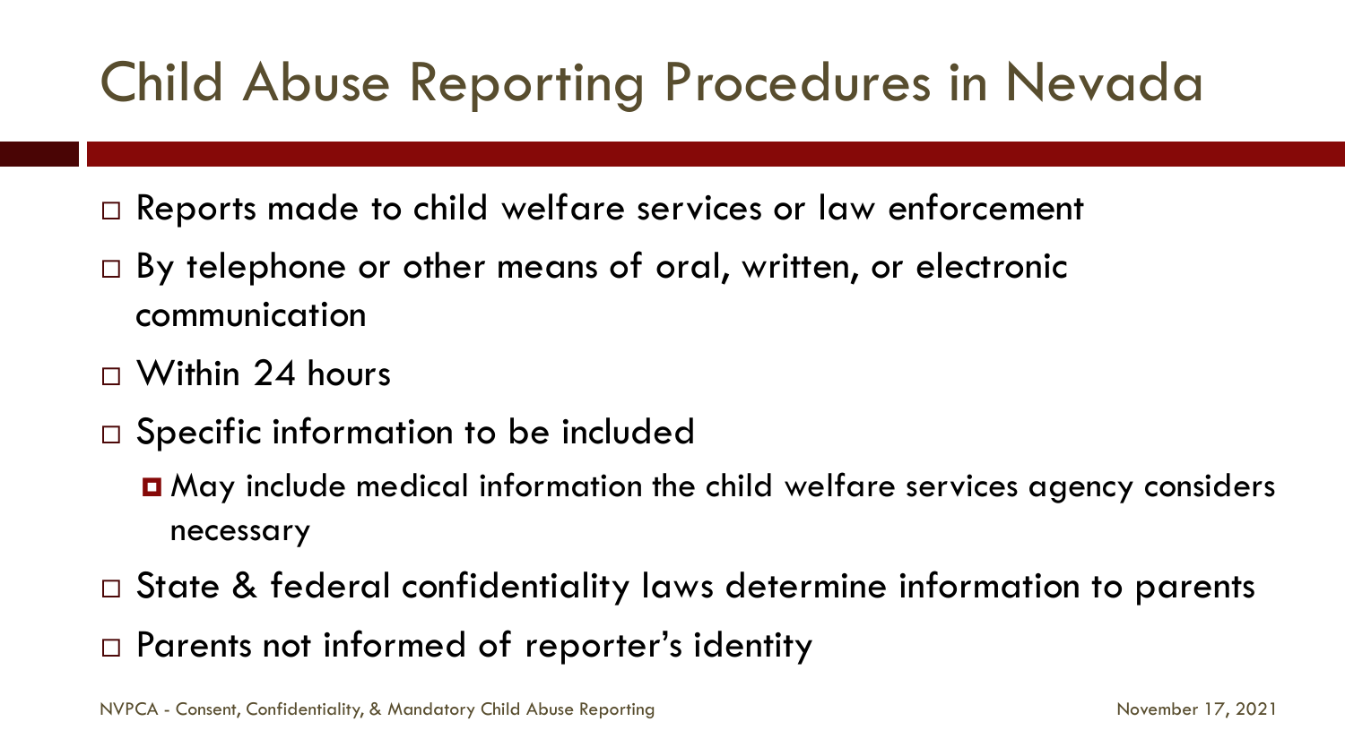# Child Abuse Reporting Procedures in Nevada

- Reports made to child welfare services or law enforcement
- By telephone or other means of oral, written, or electronic communication
- Within 24 hours
- Specific information to be included
  - May include medical information the child welfare services agency considers necessary
- State & federal confidentiality laws determine information to parents
- Parents not informed of reporter's identity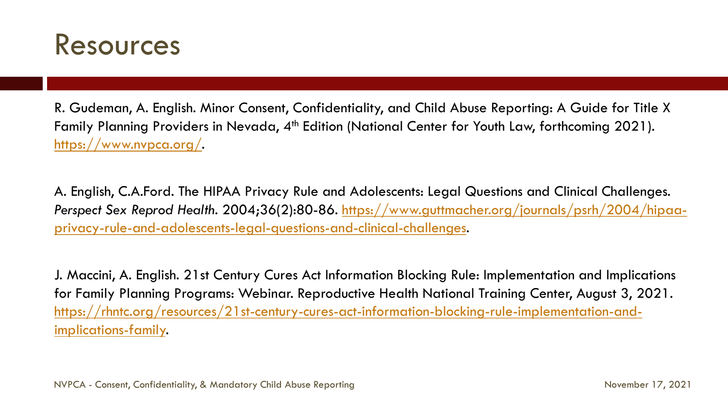# Resources

R. Gudeman, A. English. Minor Consent, Confidentiality, and Child Abuse Reporting: A Guide for Title X Family Planning Providers in Nevada, 4th Edition (National Center for Youth Law, forthcoming 2021). https://www.nvpca.org/.

A. English, C.A.Ford. The HIPAA Privacy Rule and Adolescents: Legal Questions and Clinical Challenges. *Perspect Sex Reprod Health*. 2004;36(2):80-86. https://www.guttmacher.org/journals/psrh/2004/hipaa-privacy-rule-and-adolescents-legal-questions-and-clinical-challenges.

J. Maccini, A. English. 21st Century Cures Act Information Blocking Rule: Implementation and Implications for Family Planning Programs: Webinar. Reproductive Health National Training Center, August 3, 2021. https://rhntc.org/resources/21st-century-cures-act-information-blocking-rule-implementation-and-implications-family.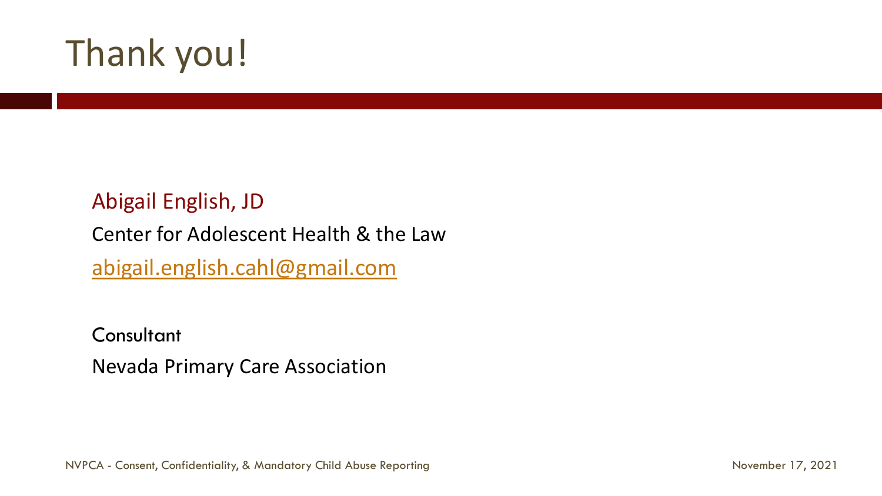# Thank you!

Abigail English, JD

Center for Adolescent Health & the Law

abigail.english.cahl@gmail.com

Consultant

Nevada Primary Care Association